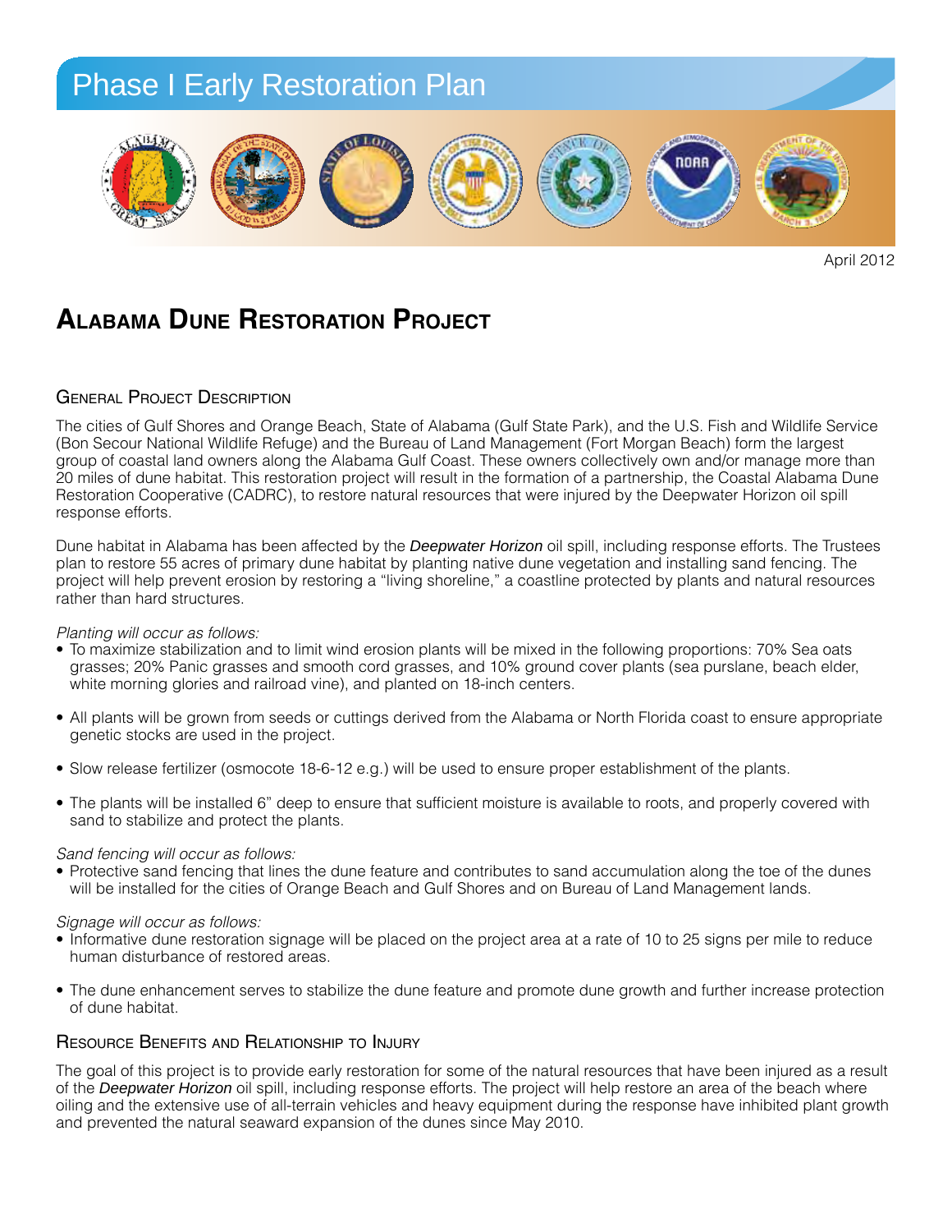# Phase I Early Restoration Plan

April 2012

## Alabama Dune Restoration Project

### General Project Description

The cities of Gulf Shores and Orange Beach, State of Alabama (Gulf State Park), and the U.S. Fish and Wildlife Service (Bon Secour National Wildlife Refuge) and the Bureau of Land Management (Fort Morgan Beach) form the largest group of coastal land owners along the Alabama Gulf Coast. These owners collectively own and/or manage more than 20 miles of dune habitat. This restoration project will result in the formation of a partnership, the Coastal Alabama Dune Restoration Cooperative (CADRC), to restore natural resources that were injured by the Deepwater Horizon oil spill response efforts.

Dune habitat in Alabama has been affected by the ***Deepwater Horizon*** oil spill, including response efforts. The Trustees plan to restore 55 acres of primary dune habitat by planting native dune vegetation and installing sand fencing. The project will help prevent erosion by restoring a "living shoreline," a coastline protected by plants and natural resources rather than hard structures.

*Planting will occur as follows:*

- To maximize stabilization and to limit wind erosion plants will be mixed in the following proportions: 70% Sea oats grasses; 20% Panic grasses and smooth cord grasses, and 10% ground cover plants (sea purslane, beach elder, white morning glories and railroad vine), and planted on 18-inch centers.
- All plants will be grown from seeds or cuttings derived from the Alabama or North Florida coast to ensure appropriate genetic stocks are used in the project.
- Slow release fertilizer (osmocote 18-6-12 e.g.) will be used to ensure proper establishment of the plants.
- The plants will be installed 6" deep to ensure that sufficient moisture is available to roots, and properly covered with sand to stabilize and protect the plants.

*Sand fencing will occur as follows:*

- Protective sand fencing that lines the dune feature and contributes to sand accumulation along the toe of the dunes will be installed for the cities of Orange Beach and Gulf Shores and on Bureau of Land Management lands.

*Signage will occur as follows:*

- Informative dune restoration signage will be placed on the project area at a rate of 10 to 25 signs per mile to reduce human disturbance of restored areas.
- The dune enhancement serves to stabilize the dune feature and promote dune growth and further increase protection of dune habitat.

### Resource Benefits and Relationship to Injury

The goal of this project is to provide early restoration for some of the natural resources that have been injured as a result of the ***Deepwater Horizon*** oil spill, including response efforts. The project will help restore an area of the beach where oiling and the extensive use of all-terrain vehicles and heavy equipment during the response have inhibited plant growth and prevented the natural seaward expansion of the dunes since May 2010.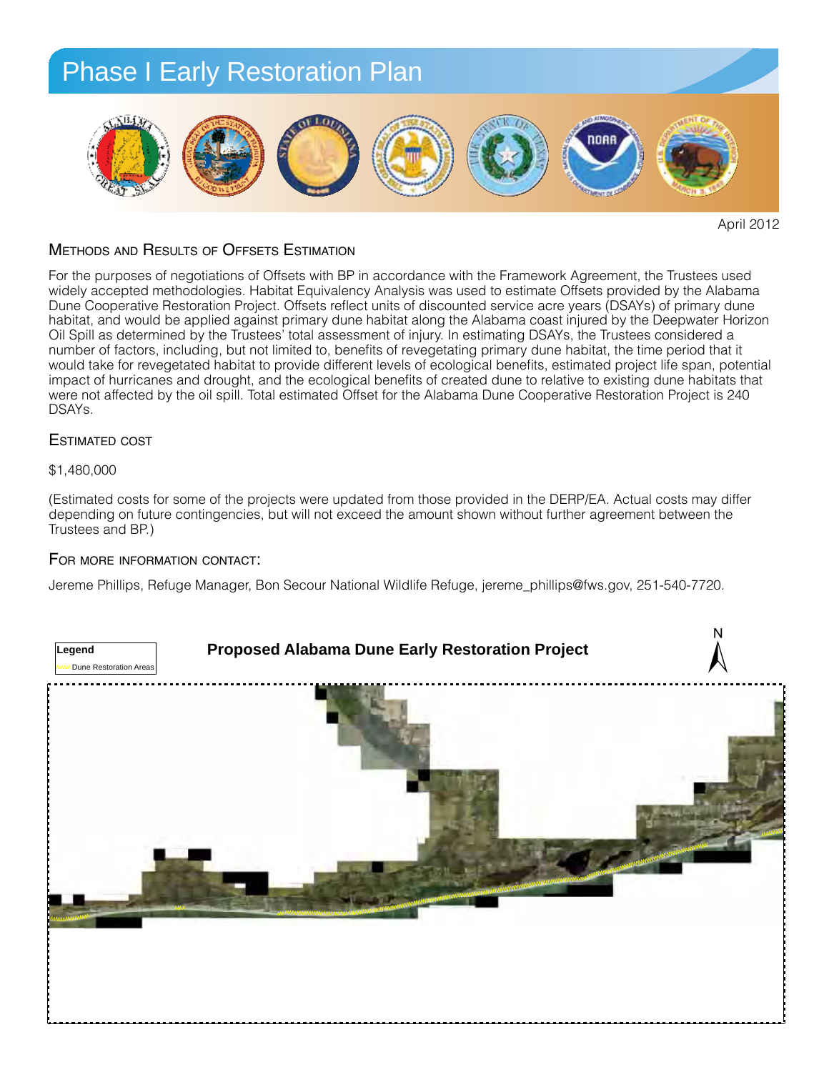# Phase I Early Restoration Plan

April 2012

### Methods and Results of Offsets Estimation

For the purposes of negotiations of Offsets with BP in accordance with the Framework Agreement, the Trustees used widely accepted methodologies. Habitat Equivalency Analysis was used to estimate Offsets provided by the Alabama Dune Cooperative Restoration Project. Offsets reflect units of discounted service acre years (DSAYs) of primary dune habitat, and would be applied against primary dune habitat along the Alabama coast injured by the Deepwater Horizon Oil Spill as determined by the Trustees' total assessment of injury. In estimating DSAYs, the Trustees considered a number of factors, including, but not limited to, benefits of revegetating primary dune habitat, the time period that it would take for revegetated habitat to provide different levels of ecological benefits, estimated project life span, potential impact of hurricanes and drought, and the ecological benefits of created dune to relative to existing dune habitats that were not affected by the oil spill. Total estimated Offset for the Alabama Dune Cooperative Restoration Project is 240 DSAYs.

### Estimated cost

$1,480,000

(Estimated costs for some of the projects were updated from those provided in the DERP/EA. Actual costs may differ depending on future contingencies, but will not exceed the amount shown without further agreement between the Trustees and BP.)

### For more information contact:

Jereme Phillips, Refuge Manager, Bon Secour National Wildlife Refuge, jereme_phillips@fws.gov, 251-540-7720.

**Proposed Alabama Dune Early Restoration Project**

Legend

Dune Restoration Areas

N